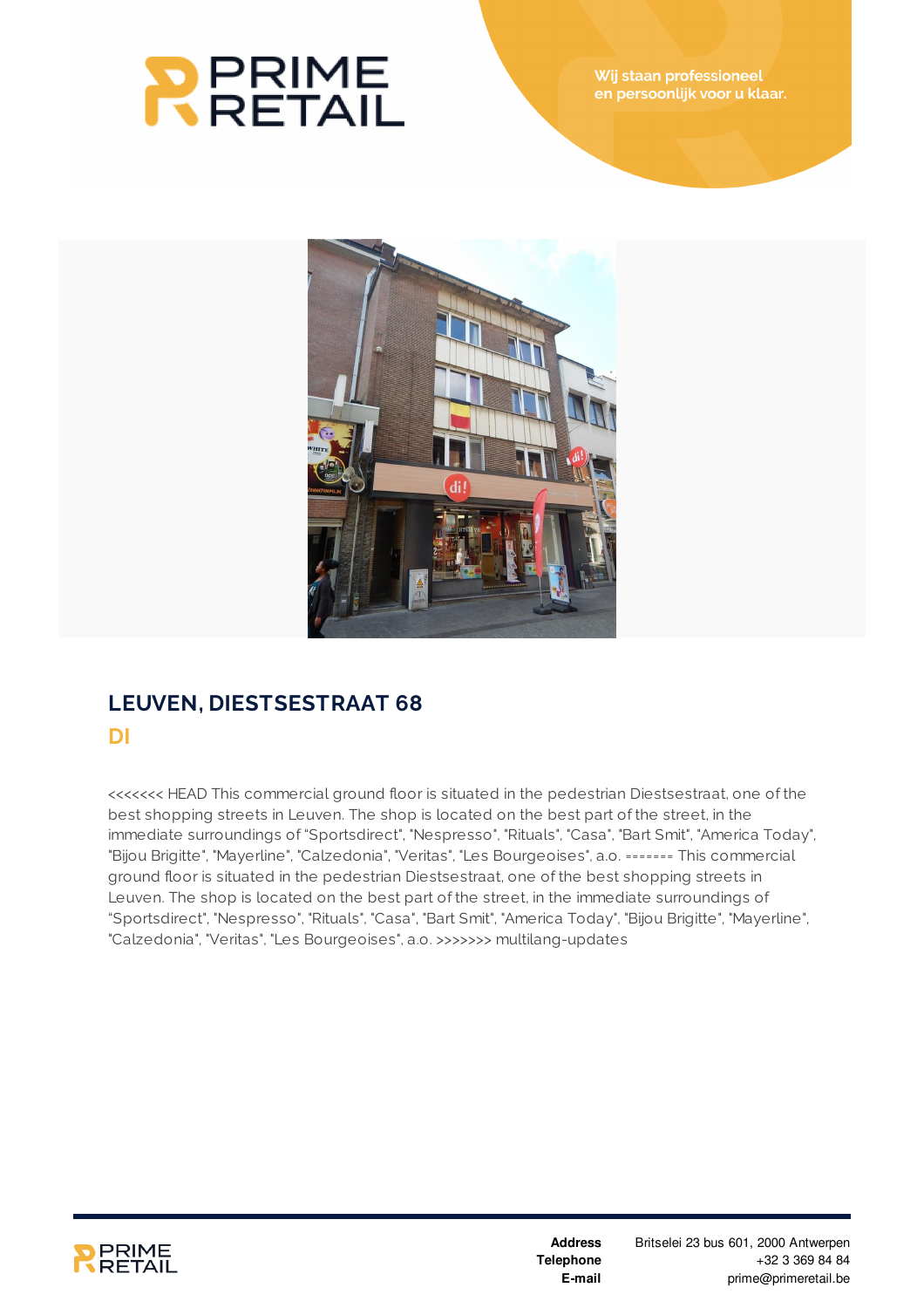# PRIME RETAIL

Wij staan professioneel en persoonlijk voor u klaar.

## LEUVEN, DIESTSESTRAAT 68

### DI

<<<<<<< HEAD This commercial ground floor is situated in the pedestrian Diestsestraat, one of the best shopping streets in Leuven. The shop is located on the best part of the street, in the immediate surroundings of "Sportsdirect", "Nespresso", "Rituals", "Casa", "Bart Smit", "America Today", "Bijou Brigitte", "Mayerline", "Calzedonia", "Veritas", "Les Bourgeoises", a.o. ======= This commercial ground floor is situated in the pedestrian Diestsestraat, one of the best shopping streets in Leuven. The shop is located on the best part of the street, in the immediate surroundings of "Sportsdirect", "Nespresso", "Rituals", "Casa", "Bart Smit", "America Today", "Bijou Brigitte", "Mayerline", "Calzedonia", "Veritas", "Les Bourgeoises", a.o. >>>>>>> multilang-updates

**Address** Britselei 23 bus 601, 2000 Antwerpen
**Telephone** +32 3 369 84 84
**E-mail** prime@primeretail.be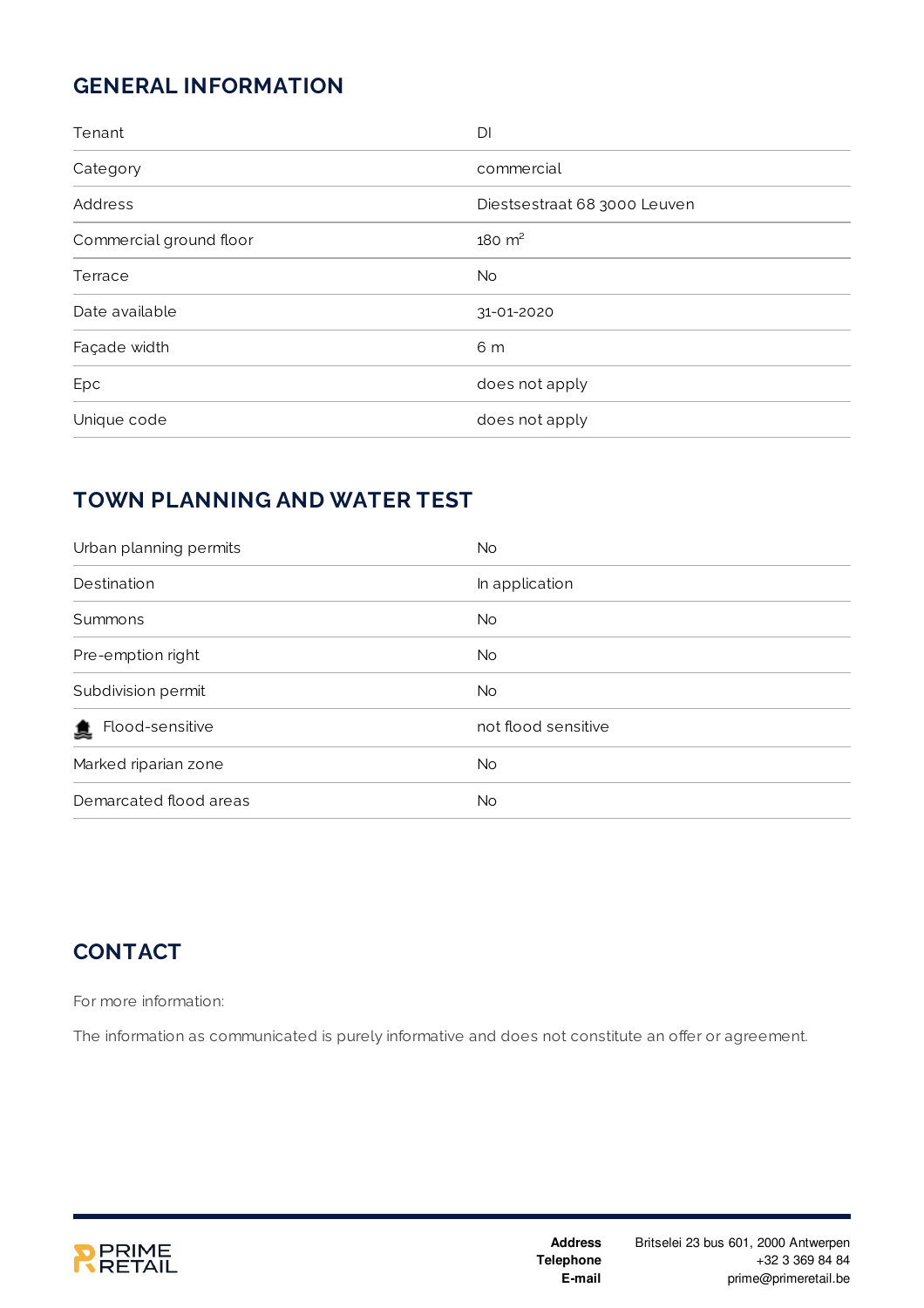## GENERAL INFORMATION

| | |
|---|---|
| Tenant | DI |
| Category | commercial |
| Address | Diestsestraat 68 3000 Leuven |
| Commercial ground floor | 180 m² |
| Terrace | No |
| Date available | 31-01-2020 |
| Façade width | 6 m |
| Epc | does not apply |
| Unique code | does not apply |

## TOWN PLANNING AND WATER TEST

| | |
|---|---|
| Urban planning permits | No |
| Destination | In application |
| Summons | No |
| Pre-emption right | No |
| Subdivision permit | No |
| Flood-sensitive | not flood sensitive |
| Marked riparian zone | No |
| Demarcated flood areas | No |

## CONTACT

For more information:

The information as communicated is purely informative and does not constitute an offer or agreement.

PRIME RETAIL

**Address** Britselei 23 bus 601, 2000 Antwerpen
**Telephone** +32 3 369 84 84
**E-mail** prime@primeretail.be